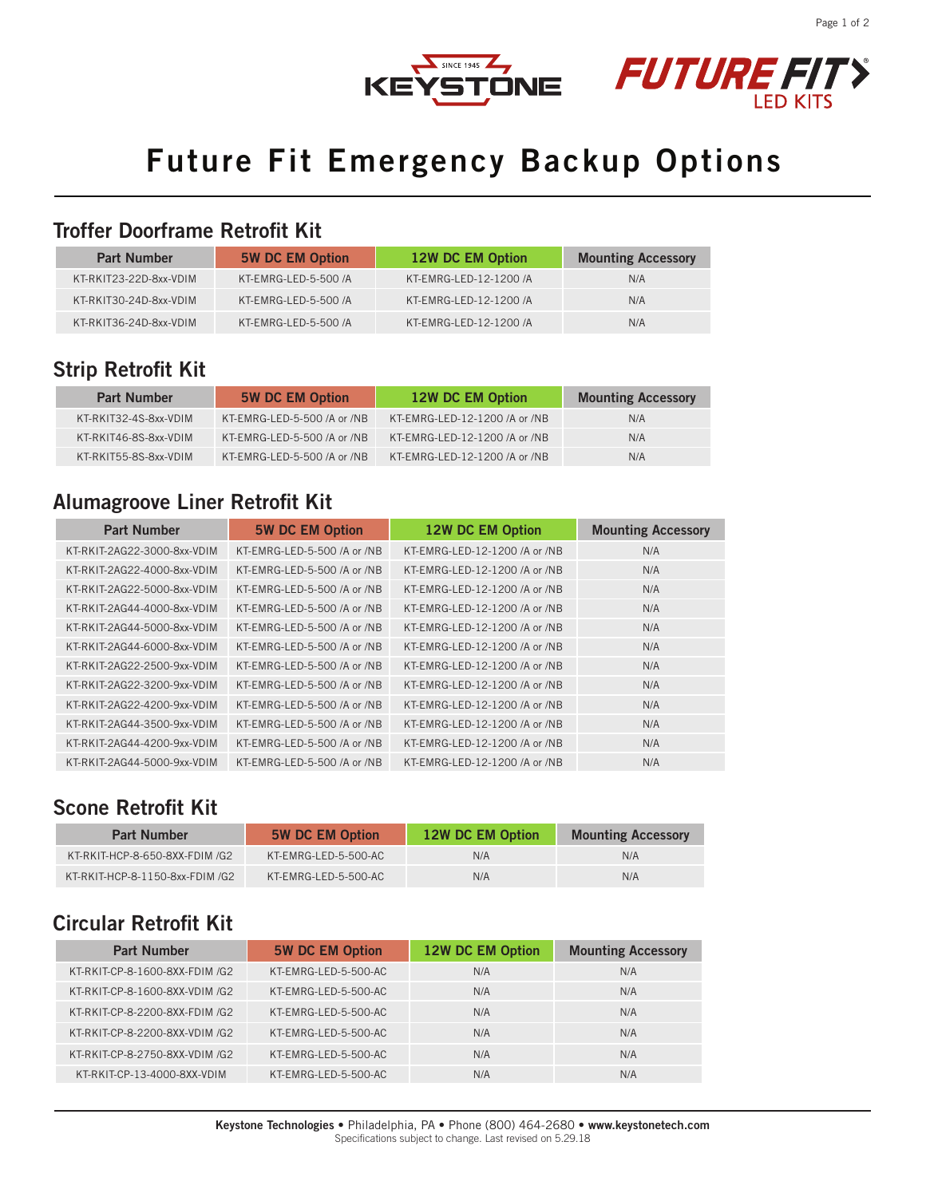# Future Fit Emergency Backup Options

## Troffer Doorframe Retrofit Kit

| Part Number | 5W DC EM Option | 12W DC EM Option | Mounting Accessory |
|---|---|---|---|
| KT-RKIT23-22D-8xx-VDIM | KT-EMRG-LED-5-500 /A | KT-EMRG-LED-12-1200 /A | N/A |
| KT-RKIT30-24D-8xx-VDIM | KT-EMRG-LED-5-500 /A | KT-EMRG-LED-12-1200 /A | N/A |
| KT-RKIT36-24D-8xx-VDIM | KT-EMRG-LED-5-500 /A | KT-EMRG-LED-12-1200 /A | N/A |

## Strip Retrofit Kit

| Part Number | 5W DC EM Option | 12W DC EM Option | Mounting Accessory |
|---|---|---|---|
| KT-RKIT32-4S-8xx-VDIM | KT-EMRG-LED-5-500 /A or /NB | KT-EMRG-LED-12-1200 /A or /NB | N/A |
| KT-RKIT46-8S-8xx-VDIM | KT-EMRG-LED-5-500 /A or /NB | KT-EMRG-LED-12-1200 /A or /NB | N/A |
| KT-RKIT55-8S-8xx-VDIM | KT-EMRG-LED-5-500 /A or /NB | KT-EMRG-LED-12-1200 /A or /NB | N/A |

## Alumagroove Liner Retrofit Kit

| Part Number | 5W DC EM Option | 12W DC EM Option | Mounting Accessory |
|---|---|---|---|
| KT-RKIT-2AG22-3000-8xx-VDIM | KT-EMRG-LED-5-500 /A or /NB | KT-EMRG-LED-12-1200 /A or /NB | N/A |
| KT-RKIT-2AG22-4000-8xx-VDIM | KT-EMRG-LED-5-500 /A or /NB | KT-EMRG-LED-12-1200 /A or /NB | N/A |
| KT-RKIT-2AG22-5000-8xx-VDIM | KT-EMRG-LED-5-500 /A or /NB | KT-EMRG-LED-12-1200 /A or /NB | N/A |
| KT-RKIT-2AG44-4000-8xx-VDIM | KT-EMRG-LED-5-500 /A or /NB | KT-EMRG-LED-12-1200 /A or /NB | N/A |
| KT-RKIT-2AG44-5000-8xx-VDIM | KT-EMRG-LED-5-500 /A or /NB | KT-EMRG-LED-12-1200 /A or /NB | N/A |
| KT-RKIT-2AG44-6000-8xx-VDIM | KT-EMRG-LED-5-500 /A or /NB | KT-EMRG-LED-12-1200 /A or /NB | N/A |
| KT-RKIT-2AG22-2500-9xx-VDIM | KT-EMRG-LED-5-500 /A or /NB | KT-EMRG-LED-12-1200 /A or /NB | N/A |
| KT-RKIT-2AG22-3200-9xx-VDIM | KT-EMRG-LED-5-500 /A or /NB | KT-EMRG-LED-12-1200 /A or /NB | N/A |
| KT-RKIT-2AG22-4200-9xx-VDIM | KT-EMRG-LED-5-500 /A or /NB | KT-EMRG-LED-12-1200 /A or /NB | N/A |
| KT-RKIT-2AG44-3500-9xx-VDIM | KT-EMRG-LED-5-500 /A or /NB | KT-EMRG-LED-12-1200 /A or /NB | N/A |
| KT-RKIT-2AG44-4200-9xx-VDIM | KT-EMRG-LED-5-500 /A or /NB | KT-EMRG-LED-12-1200 /A or /NB | N/A |
| KT-RKIT-2AG44-5000-9xx-VDIM | KT-EMRG-LED-5-500 /A or /NB | KT-EMRG-LED-12-1200 /A or /NB | N/A |

## Scone Retrofit Kit

| Part Number | 5W DC EM Option | 12W DC EM Option | Mounting Accessory |
|---|---|---|---|
| KT-RKIT-HCP-8-650-8XX-FDIM /G2 | KT-EMRG-LED-5-500-AC | N/A | N/A |
| KT-RKIT-HCP-8-1150-8xx-FDIM /G2 | KT-EMRG-LED-5-500-AC | N/A | N/A |

## Circular Retrofit Kit

| Part Number | 5W DC EM Option | 12W DC EM Option | Mounting Accessory |
|---|---|---|---|
| KT-RKIT-CP-8-1600-8XX-FDIM /G2 | KT-EMRG-LED-5-500-AC | N/A | N/A |
| KT-RKIT-CP-8-1600-8XX-VDIM /G2 | KT-EMRG-LED-5-500-AC | N/A | N/A |
| KT-RKIT-CP-8-2200-8XX-FDIM /G2 | KT-EMRG-LED-5-500-AC | N/A | N/A |
| KT-RKIT-CP-8-2200-8XX-VDIM /G2 | KT-EMRG-LED-5-500-AC | N/A | N/A |
| KT-RKIT-CP-8-2750-8XX-VDIM /G2 | KT-EMRG-LED-5-500-AC | N/A | N/A |
| KT-RKIT-CP-13-4000-8XX-VDIM | KT-EMRG-LED-5-500-AC | N/A | N/A |

**Keystone Technologies** • Philadelphia, PA • Phone (800) 464-2680 • **www.keystonetech.com**
Specifications subject to change. Last revised on 5.29.18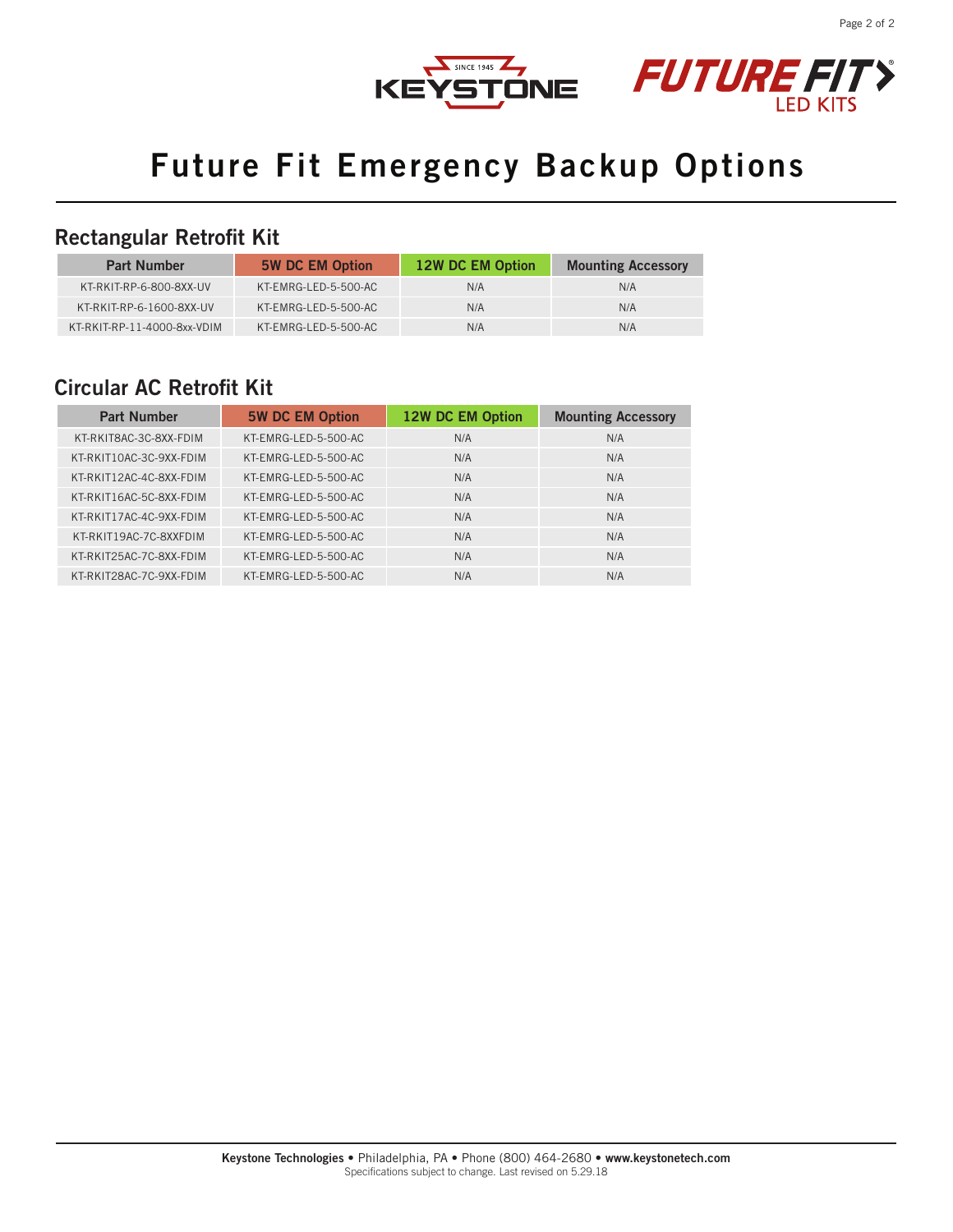# Future Fit Emergency Backup Options

## Rectangular Retrofit Kit

| Part Number | 5W DC EM Option | 12W DC EM Option | Mounting Accessory |
|---|---|---|---|
| KT-RKIT-RP-6-800-8XX-UV | KT-EMRG-LED-5-500-AC | N/A | N/A |
| KT-RKIT-RP-6-1600-8XX-UV | KT-EMRG-LED-5-500-AC | N/A | N/A |
| KT-RKIT-RP-11-4000-8xx-VDIM | KT-EMRG-LED-5-500-AC | N/A | N/A |

## Circular AC Retrofit Kit

| Part Number | 5W DC EM Option | 12W DC EM Option | Mounting Accessory |
|---|---|---|---|
| KT-RKIT8AC-3C-8XX-FDIM | KT-EMRG-LED-5-500-AC | N/A | N/A |
| KT-RKIT10AC-3C-9XX-FDIM | KT-EMRG-LED-5-500-AC | N/A | N/A |
| KT-RKIT12AC-4C-8XX-FDIM | KT-EMRG-LED-5-500-AC | N/A | N/A |
| KT-RKIT16AC-5C-8XX-FDIM | KT-EMRG-LED-5-500-AC | N/A | N/A |
| KT-RKIT17AC-4C-9XX-FDIM | KT-EMRG-LED-5-500-AC | N/A | N/A |
| KT-RKIT19AC-7C-8XXFDIM | KT-EMRG-LED-5-500-AC | N/A | N/A |
| KT-RKIT25AC-7C-8XX-FDIM | KT-EMRG-LED-5-500-AC | N/A | N/A |
| KT-RKIT28AC-7C-9XX-FDIM | KT-EMRG-LED-5-500-AC | N/A | N/A |

**Keystone Technologies** • Philadelphia, PA • Phone (800) 464-2680 • **www.keystonetech.com**
Specifications subject to change. Last revised on 5.29.18